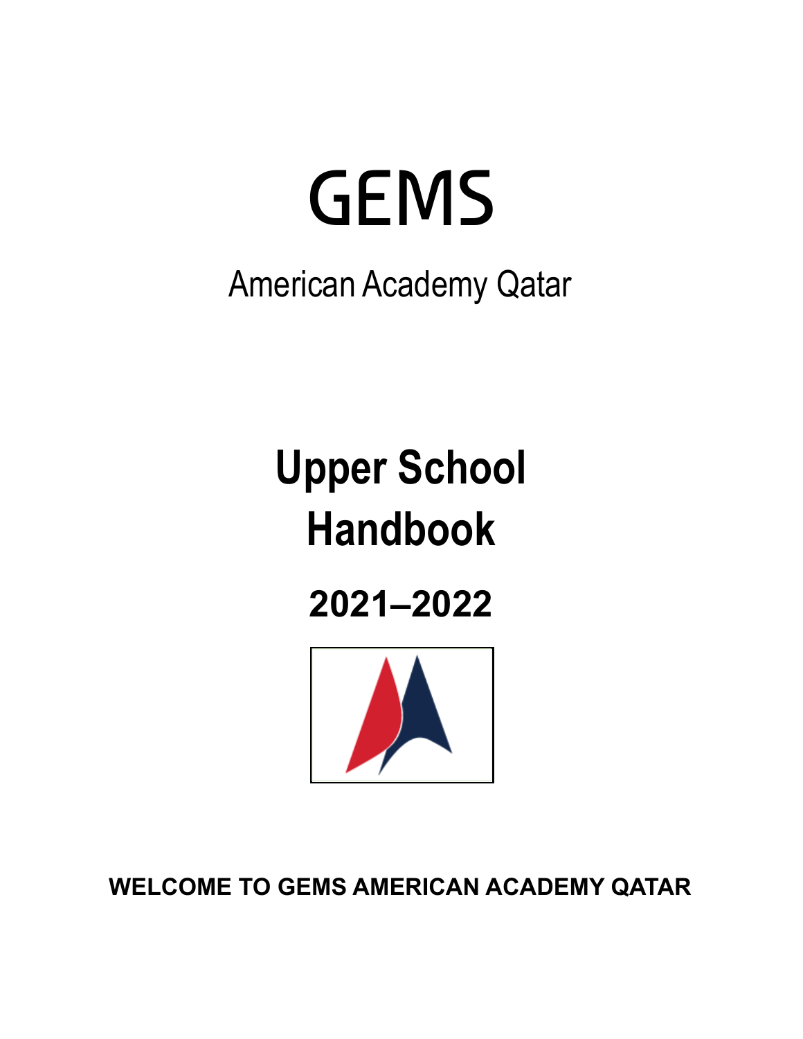# GEMS

## American Academy Qatar

# Upper School Handbook

## 2021–2022

**WELCOME TO GEMS AMERICAN ACADEMY QATAR**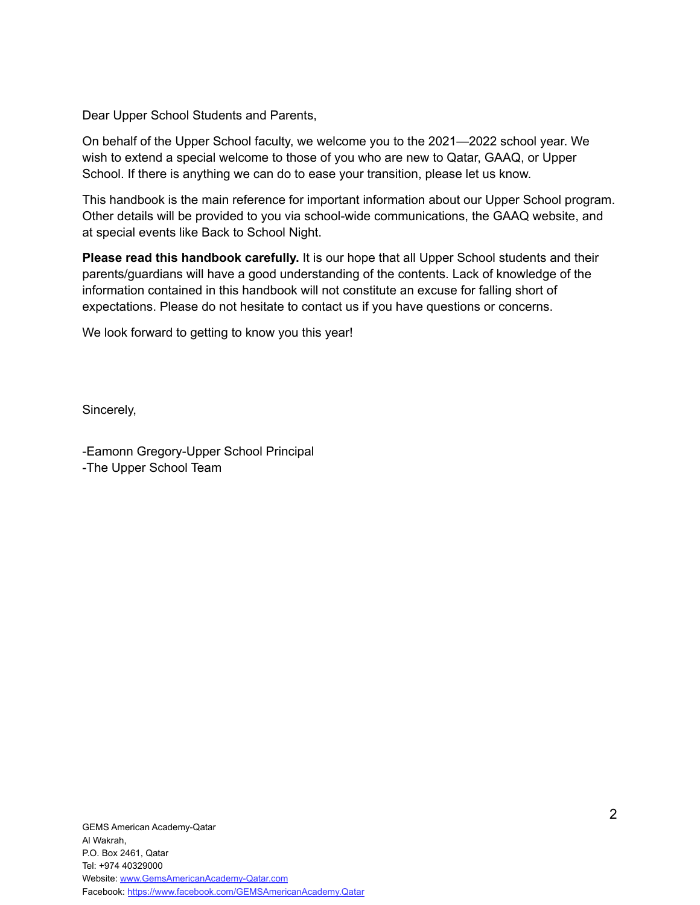Dear Upper School Students and Parents,

On behalf of the Upper School faculty, we welcome you to the 2021—2022 school year. We wish to extend a special welcome to those of you who are new to Qatar, GAAQ, or Upper School. If there is anything we can do to ease your transition, please let us know.

This handbook is the main reference for important information about our Upper School program. Other details will be provided to you via school-wide communications, the GAAQ website, and at special events like Back to School Night.

**Please read this handbook carefully.** It is our hope that all Upper School students and their parents/guardians will have a good understanding of the contents. Lack of knowledge of the information contained in this handbook will not constitute an excuse for falling short of expectations. Please do not hesitate to contact us if you have questions or concerns.

We look forward to getting to know you this year!

Sincerely,

-Eamonn Gregory-Upper School Principal
-The Upper School Team

GEMS American Academy-Qatar
Al Wakrah,
P.O. Box 2461, Qatar
Tel: +974 40329000
Website: www.GemsAmericanAcademy-Qatar.com
Facebook: https://www.facebook.com/GEMSAmericanAcademy.Qatar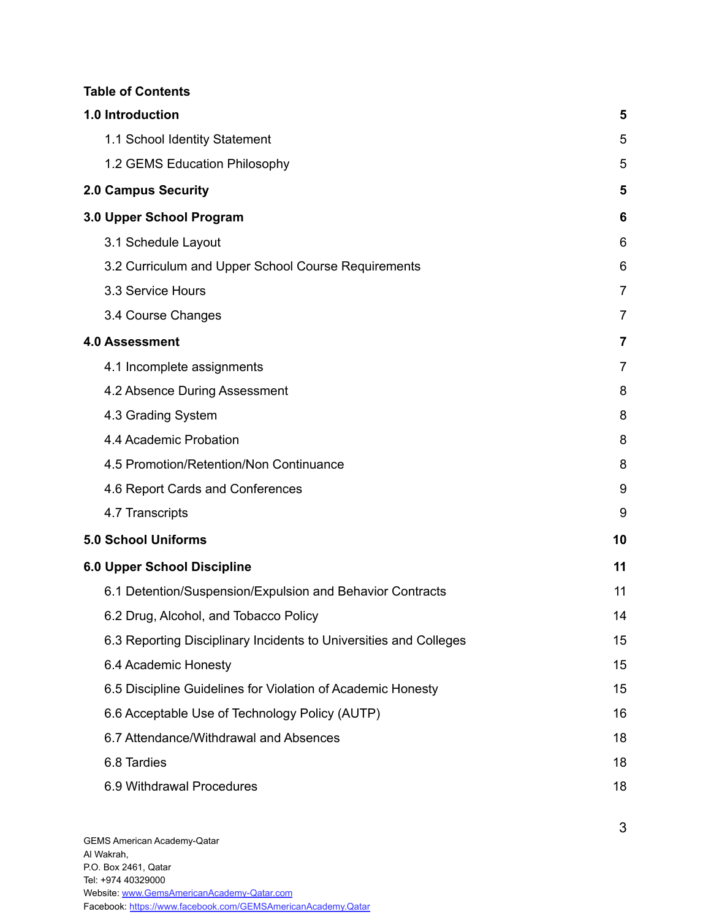## Table of Contents

| | |
|---|---|
| **1.0 Introduction** | **5** |
| 1.1 School Identity Statement | 5 |
| 1.2 GEMS Education Philosophy | 5 |
| **2.0 Campus Security** | **5** |
| **3.0 Upper School Program** | **6** |
| 3.1 Schedule Layout | 6 |
| 3.2 Curriculum and Upper School Course Requirements | 6 |
| 3.3 Service Hours | 7 |
| 3.4 Course Changes | 7 |
| **4.0 Assessment** | **7** |
| 4.1 Incomplete assignments | 7 |
| 4.2 Absence During Assessment | 8 |
| 4.3 Grading System | 8 |
| 4.4 Academic Probation | 8 |
| 4.5 Promotion/Retention/Non Continuance | 8 |
| 4.6 Report Cards and Conferences | 9 |
| 4.7 Transcripts | 9 |
| **5.0 School Uniforms** | **10** |
| **6.0 Upper School Discipline** | **11** |
| 6.1 Detention/Suspension/Expulsion and Behavior Contracts | 11 |
| 6.2 Drug, Alcohol, and Tobacco Policy | 14 |
| 6.3 Reporting Disciplinary Incidents to Universities and Colleges | 15 |
| 6.4 Academic Honesty | 15 |
| 6.5 Discipline Guidelines for Violation of Academic Honesty | 15 |
| 6.6 Acceptable Use of Technology Policy (AUTP) | 16 |
| 6.7 Attendance/Withdrawal and Absences | 18 |
| 6.8 Tardies | 18 |
| 6.9 Withdrawal Procedures | 18 |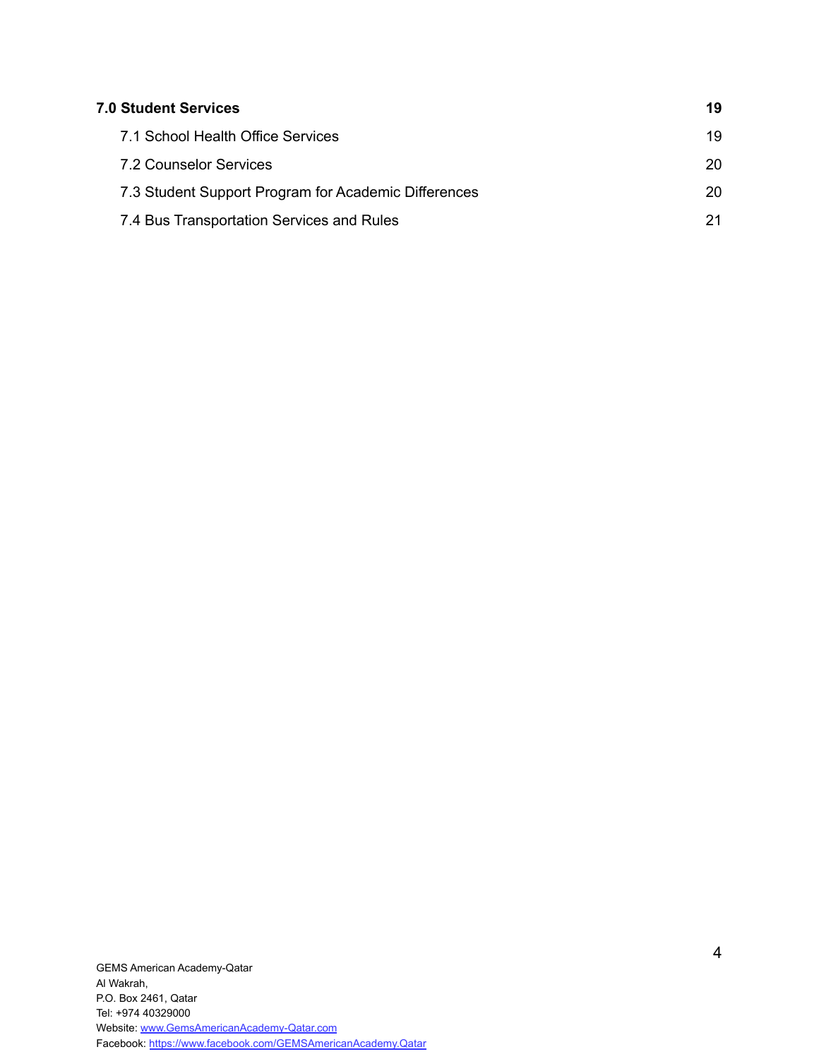**7.0 Student Services** **19**

7.1 School Health Office Services 19

7.2 Counselor Services 20

7.3 Student Support Program for Academic Differences 20

7.4 Bus Transportation Services and Rules 21

GEMS American Academy-Qatar
Al Wakrah,
P.O. Box 2461, Qatar
Tel: +974 40329000
Website: www.GemsAmericanAcademy-Qatar.com
Facebook: https://www.facebook.com/GEMSAmericanAcademy.Qatar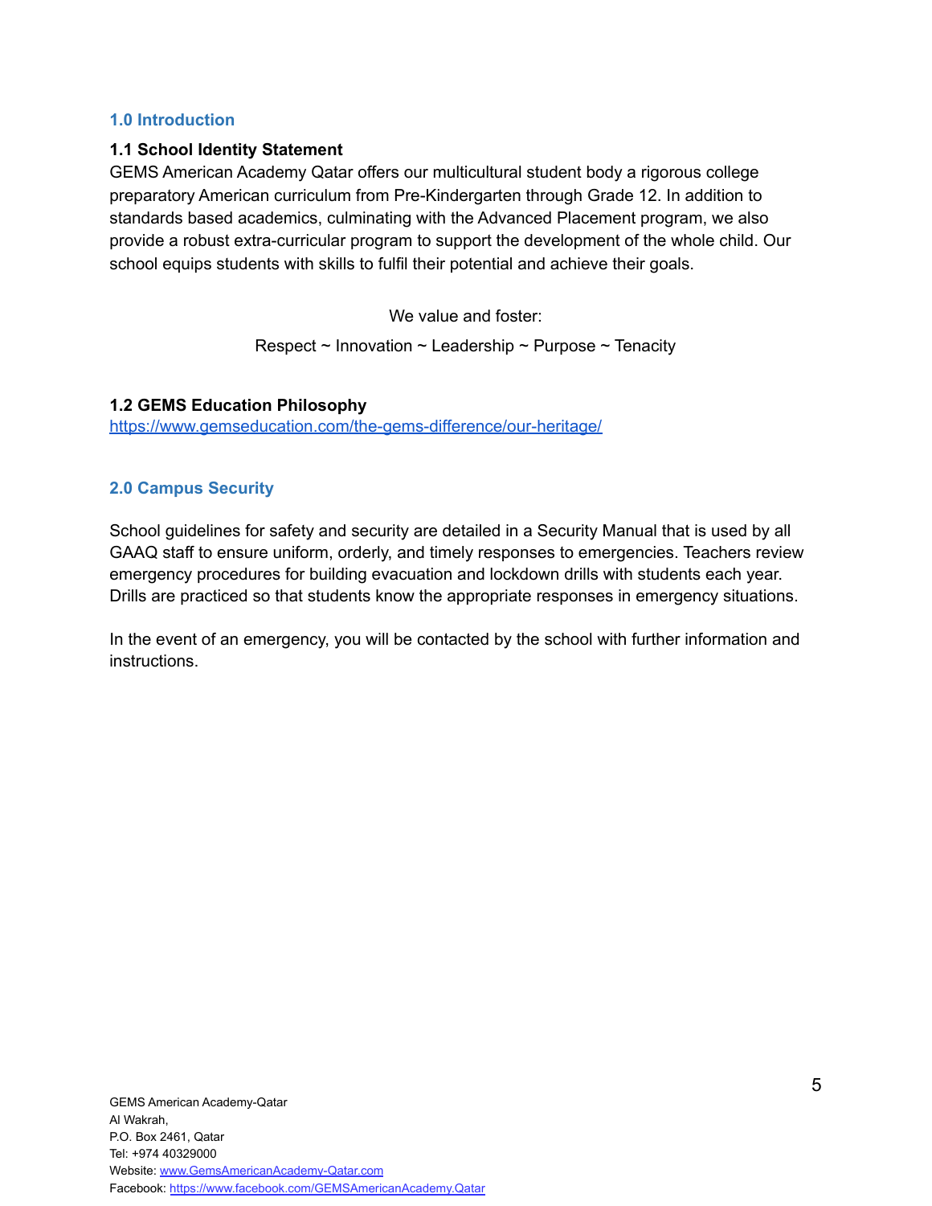## 1.0 Introduction

### 1.1 School Identity Statement

GEMS American Academy Qatar offers our multicultural student body a rigorous college preparatory American curriculum from Pre-Kindergarten through Grade 12. In addition to standards based academics, culminating with the Advanced Placement program, we also provide a robust extra-curricular program to support the development of the whole child. Our school equips students with skills to fulfil their potential and achieve their goals.

We value and foster:

Respect ~ Innovation ~ Leadership ~ Purpose ~ Tenacity

### 1.2 GEMS Education Philosophy

https://www.gemseducation.com/the-gems-difference/our-heritage/

## 2.0 Campus Security

School guidelines for safety and security are detailed in a Security Manual that is used by all GAAQ staff to ensure uniform, orderly, and timely responses to emergencies. Teachers review emergency procedures for building evacuation and lockdown drills with students each year. Drills are practiced so that students know the appropriate responses in emergency situations.

In the event of an emergency, you will be contacted by the school with further information and instructions.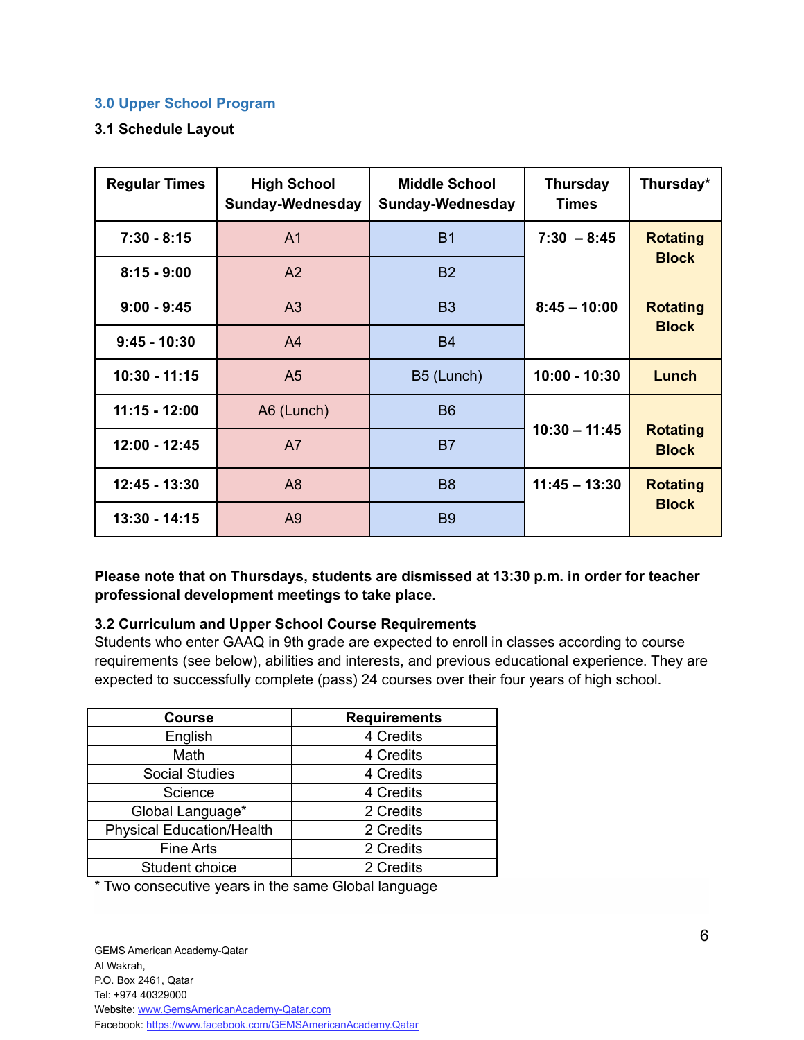## 3.0 Upper School Program

### 3.1 Schedule Layout

| Regular Times | High School Sunday-Wednesday | Middle School Sunday-Wednesday | Thursday Times | Thursday* |
|---|---|---|---|---|
| 7:30 - 8:15 | A1 | B1 | 7:30 – 8:45 | Rotating Block |
| 8:15 - 9:00 | A2 | B2 | | |
| 9:00 - 9:45 | A3 | B3 | 8:45 – 10:00 | Rotating Block |
| 9:45 - 10:30 | A4 | B4 | | |
| 10:30 - 11:15 | A5 | B5 (Lunch) | 10:00 - 10:30 | Lunch |
| 11:15 - 12:00 | A6 (Lunch) | B6 | 10:30 – 11:45 | Rotating Block |
| 12:00 - 12:45 | A7 | B7 | | |
| 12:45 - 13:30 | A8 | B8 | 11:45 – 13:30 | Rotating Block |
| 13:30 - 14:15 | A9 | B9 | | |

**Please note that on Thursdays, students are dismissed at 13:30 p.m. in order for teacher professional development meetings to take place.**

### 3.2 Curriculum and Upper School Course Requirements

Students who enter GAAQ in 9th grade are expected to enroll in classes according to course requirements (see below), abilities and interests, and previous educational experience. They are expected to successfully complete (pass) 24 courses over their four years of high school.

| Course | Requirements |
|---|---|
| English | 4 Credits |
| Math | 4 Credits |
| Social Studies | 4 Credits |
| Science | 4 Credits |
| Global Language* | 2 Credits |
| Physical Education/Health | 2 Credits |
| Fine Arts | 2 Credits |
| Student choice | 2 Credits |

* Two consecutive years in the same Global language

GEMS American Academy-Qatar
Al Wakrah,
P.O. Box 2461, Qatar
Tel: +974 40329000
Website: [www.GemsAmericanAcademy-Qatar.com](www.GemsAmericanAcademy-Qatar.com)
Facebook: [https://www.facebook.com/GEMSAmericanAcademy.Qatar](https://www.facebook.com/GEMSAmericanAcademy.Qatar)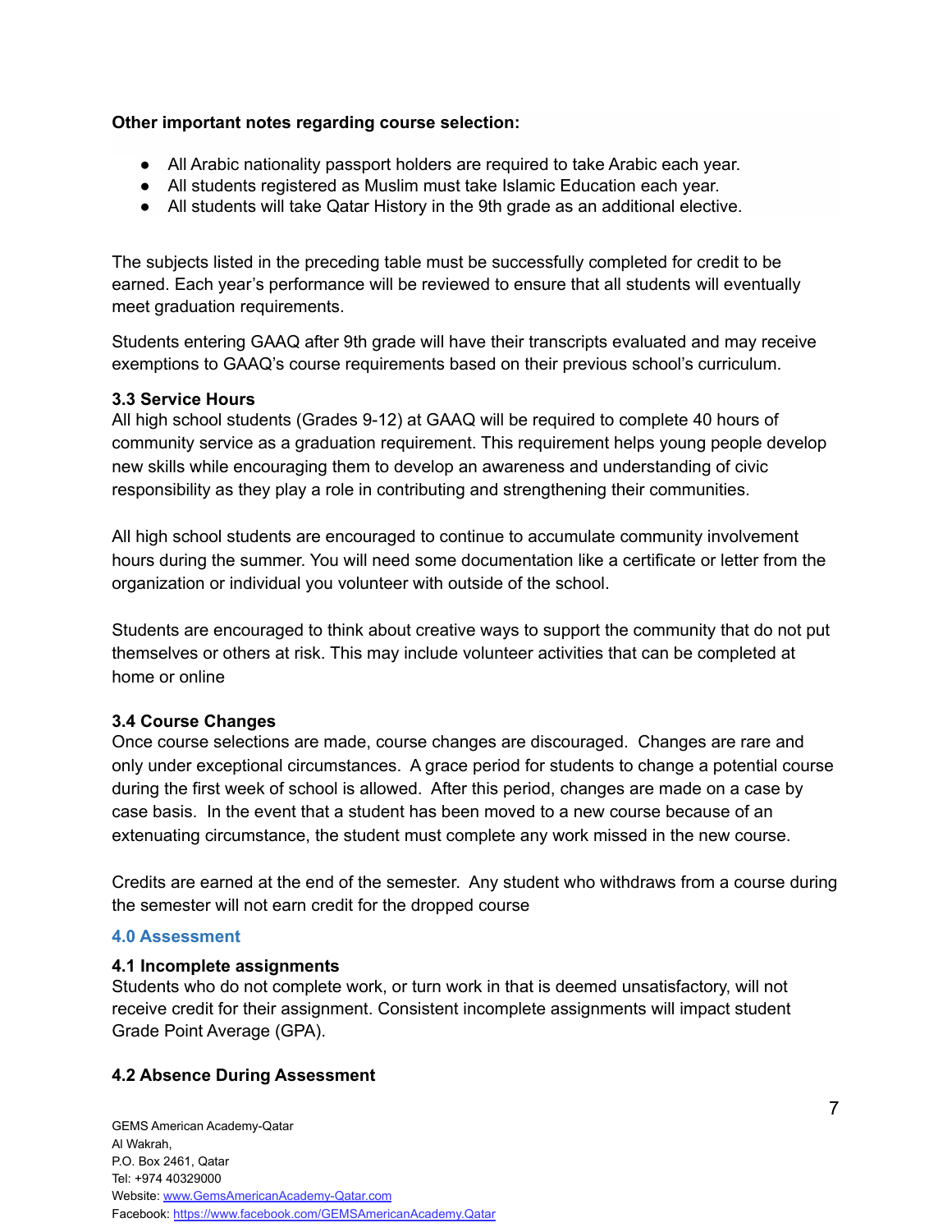**Other important notes regarding course selection:**

- All Arabic nationality passport holders are required to take Arabic each year.
- All students registered as Muslim must take Islamic Education each year.
- All students will take Qatar History in the 9th grade as an additional elective.

The subjects listed in the preceding table must be successfully completed for credit to be earned. Each year's performance will be reviewed to ensure that all students will eventually meet graduation requirements.

Students entering GAAQ after 9th grade will have their transcripts evaluated and may receive exemptions to GAAQ's course requirements based on their previous school's curriculum.

### 3.3 Service Hours

All high school students (Grades 9-12) at GAAQ will be required to complete 40 hours of community service as a graduation requirement. This requirement helps young people develop new skills while encouraging them to develop an awareness and understanding of civic responsibility as they play a role in contributing and strengthening their communities.

All high school students are encouraged to continue to accumulate community involvement hours during the summer. You will need some documentation like a certificate or letter from the organization or individual you volunteer with outside of the school.

Students are encouraged to think about creative ways to support the community that do not put themselves or others at risk. This may include volunteer activities that can be completed at home or online

### 3.4 Course Changes

Once course selections are made, course changes are discouraged. Changes are rare and only under exceptional circumstances. A grace period for students to change a potential course during the first week of school is allowed. After this period, changes are made on a case by case basis. In the event that a student has been moved to a new course because of an extenuating circumstance, the student must complete any work missed in the new course.

Credits are earned at the end of the semester. Any student who withdraws from a course during the semester will not earn credit for the dropped course

## 4.0 Assessment

### 4.1 Incomplete assignments

Students who do not complete work, or turn work in that is deemed unsatisfactory, will not receive credit for their assignment. Consistent incomplete assignments will impact student Grade Point Average (GPA).

### 4.2 Absence During Assessment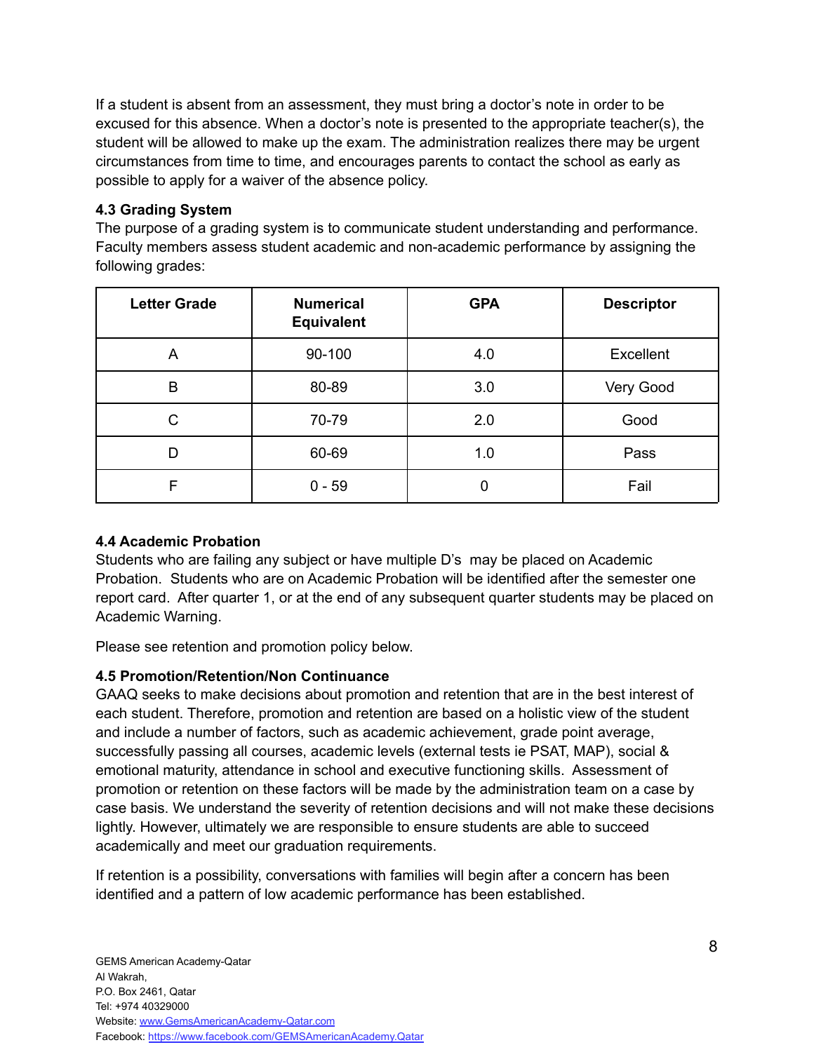If a student is absent from an assessment, they must bring a doctor's note in order to be excused for this absence. When a doctor's note is presented to the appropriate teacher(s), the student will be allowed to make up the exam. The administration realizes there may be urgent circumstances from time to time, and encourages parents to contact the school as early as possible to apply for a waiver of the absence policy.

### 4.3 Grading System

The purpose of a grading system is to communicate student understanding and performance. Faculty members assess student academic and non-academic performance by assigning the following grades:

| Letter Grade | Numerical Equivalent | GPA | Descriptor |
|---|---|---|---|
| A | 90-100 | 4.0 | Excellent |
| B | 80-89 | 3.0 | Very Good |
| C | 70-79 | 2.0 | Good |
| D | 60-69 | 1.0 | Pass |
| F | 0 - 59 | 0 | Fail |

### 4.4 Academic Probation

Students who are failing any subject or have multiple D's  may be placed on Academic Probation.  Students who are on Academic Probation will be identified after the semester one report card.  After quarter 1, or at the end of any subsequent quarter students may be placed on Academic Warning.

Please see retention and promotion policy below.

### 4.5 Promotion/Retention/Non Continuance

GAAQ seeks to make decisions about promotion and retention that are in the best interest of each student. Therefore, promotion and retention are based on a holistic view of the student and include a number of factors, such as academic achievement, grade point average, successfully passing all courses, academic levels (external tests ie PSAT, MAP), social & emotional maturity, attendance in school and executive functioning skills.  Assessment of promotion or retention on these factors will be made by the administration team on a case by case basis. We understand the severity of retention decisions and will not make these decisions lightly. However, ultimately we are responsible to ensure students are able to succeed academically and meet our graduation requirements.

If retention is a possibility, conversations with families will begin after a concern has been identified and a pattern of low academic performance has been established.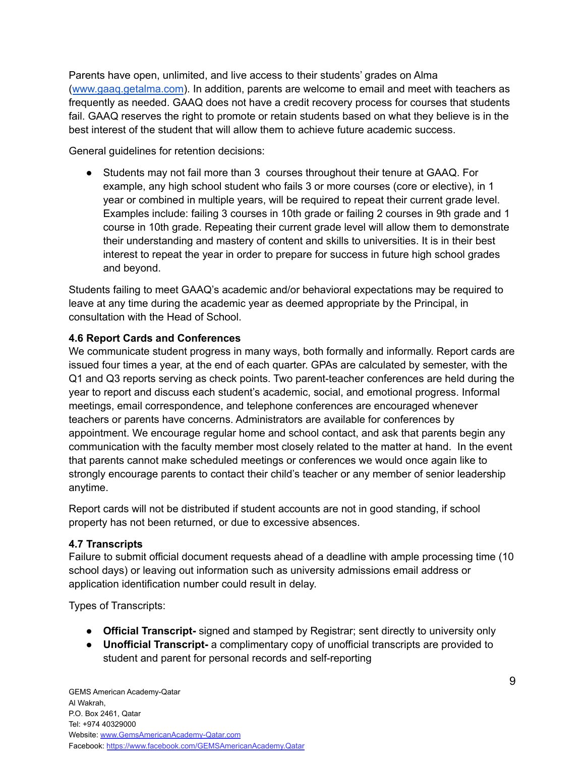Parents have open, unlimited, and live access to their students' grades on Alma (www.gaaq.getalma.com). In addition, parents are welcome to email and meet with teachers as frequently as needed. GAAQ does not have a credit recovery process for courses that students fail. GAAQ reserves the right to promote or retain students based on what they believe is in the best interest of the student that will allow them to achieve future academic success.

General guidelines for retention decisions:

- Students may not fail more than 3 courses throughout their tenure at GAAQ. For example, any high school student who fails 3 or more courses (core or elective), in 1 year or combined in multiple years, will be required to repeat their current grade level. Examples include: failing 3 courses in 10th grade or failing 2 courses in 9th grade and 1 course in 10th grade. Repeating their current grade level will allow them to demonstrate their understanding and mastery of content and skills to universities. It is in their best interest to repeat the year in order to prepare for success in future high school grades and beyond.

Students failing to meet GAAQ's academic and/or behavioral expectations may be required to leave at any time during the academic year as deemed appropriate by the Principal, in consultation with the Head of School.

### 4.6 Report Cards and Conferences

We communicate student progress in many ways, both formally and informally. Report cards are issued four times a year, at the end of each quarter. GPAs are calculated by semester, with the Q1 and Q3 reports serving as check points. Two parent-teacher conferences are held during the year to report and discuss each student's academic, social, and emotional progress. Informal meetings, email correspondence, and telephone conferences are encouraged whenever teachers or parents have concerns. Administrators are available for conferences by appointment. We encourage regular home and school contact, and ask that parents begin any communication with the faculty member most closely related to the matter at hand. In the event that parents cannot make scheduled meetings or conferences we would once again like to strongly encourage parents to contact their child's teacher or any member of senior leadership anytime.

Report cards will not be distributed if student accounts are not in good standing, if school property has not been returned, or due to excessive absences.

### 4.7 Transcripts

Failure to submit official document requests ahead of a deadline with ample processing time (10 school days) or leaving out information such as university admissions email address or application identification number could result in delay.

Types of Transcripts:

- **Official Transcript-** signed and stamped by Registrar; sent directly to university only
- **Unofficial Transcript-** a complimentary copy of unofficial transcripts are provided to student and parent for personal records and self-reporting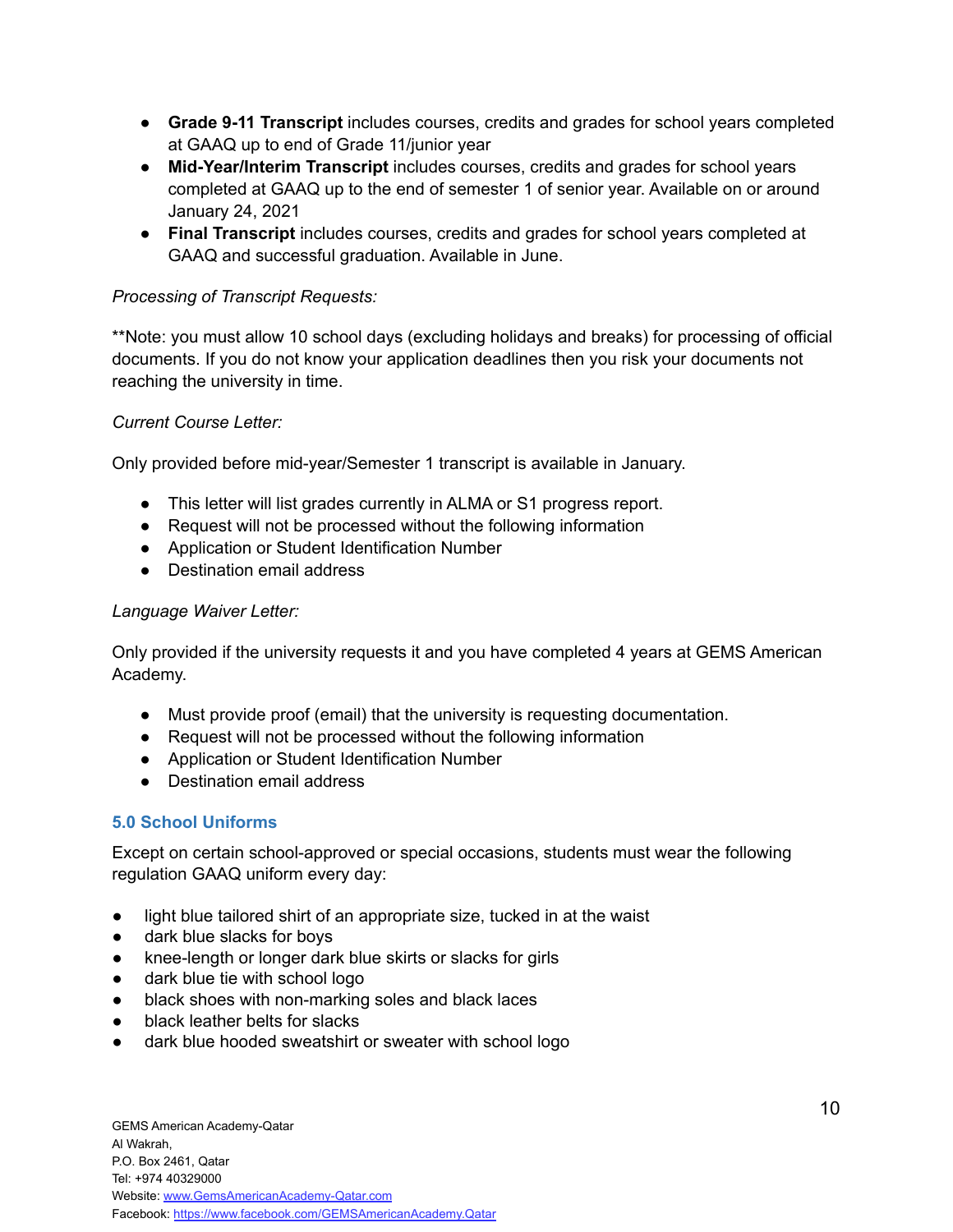- **Grade 9-11 Transcript** includes courses, credits and grades for school years completed at GAAQ up to end of Grade 11/junior year
- **Mid-Year/Interim Transcript** includes courses, credits and grades for school years completed at GAAQ up to the end of semester 1 of senior year. Available on or around January 24, 2021
- **Final Transcript** includes courses, credits and grades for school years completed at GAAQ and successful graduation. Available in June.

*Processing of Transcript Requests:*

**Note: you must allow 10 school days (excluding holidays and breaks) for processing of official documents. If you do not know your application deadlines then you risk your documents not reaching the university in time.

*Current Course Letter:*

Only provided before mid-year/Semester 1 transcript is available in January.

- This letter will list grades currently in ALMA or S1 progress report.
- Request will not be processed without the following information
- Application or Student Identification Number
- Destination email address

*Language Waiver Letter:*

Only provided if the university requests it and you have completed 4 years at GEMS American Academy.

- Must provide proof (email) that the university is requesting documentation.
- Request will not be processed without the following information
- Application or Student Identification Number
- Destination email address

## 5.0 School Uniforms

Except on certain school-approved or special occasions, students must wear the following regulation GAAQ uniform every day:

- light blue tailored shirt of an appropriate size, tucked in at the waist
- dark blue slacks for boys
- knee-length or longer dark blue skirts or slacks for girls
- dark blue tie with school logo
- black shoes with non-marking soles and black laces
- black leather belts for slacks
- dark blue hooded sweatshirt or sweater with school logo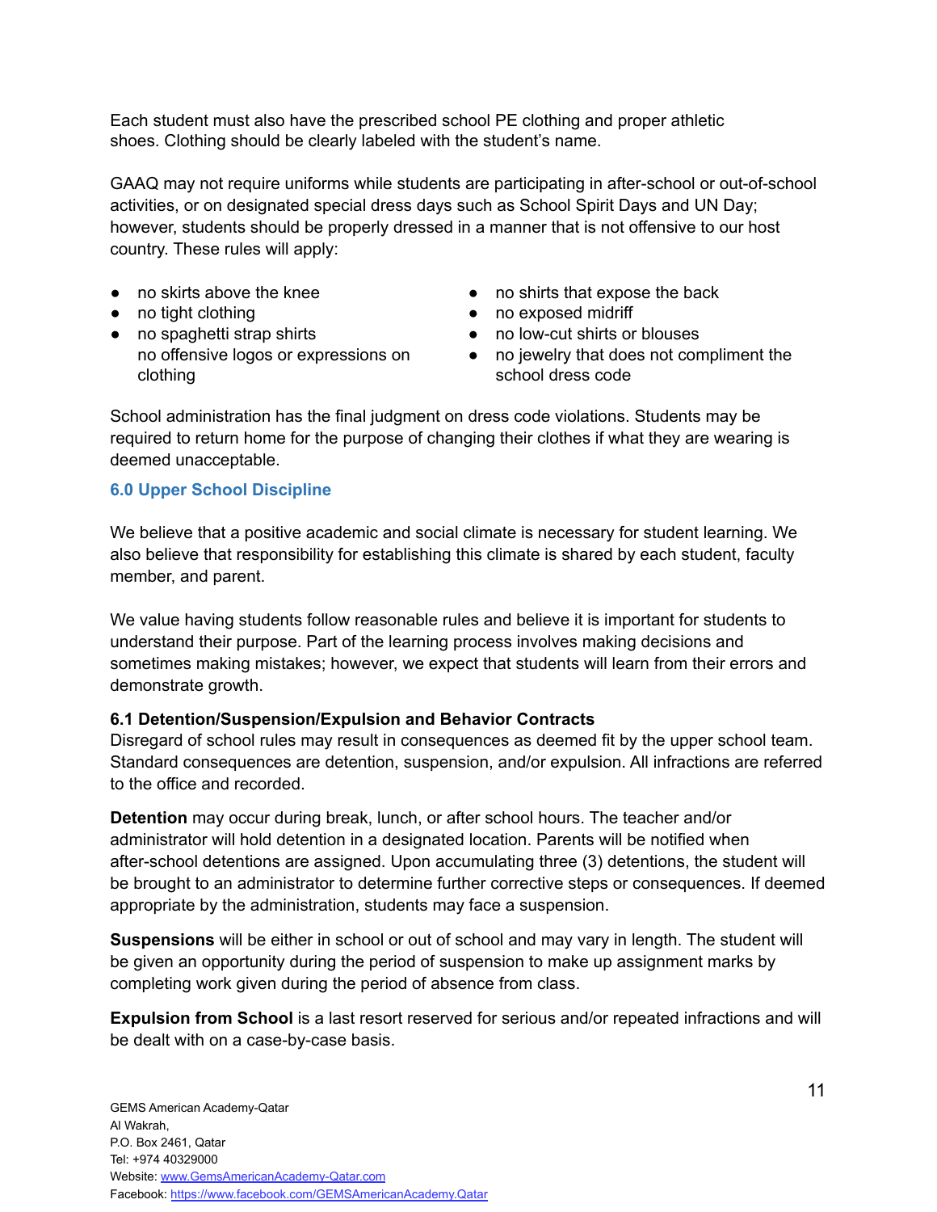Each student must also have the prescribed school PE clothing and proper athletic shoes. Clothing should be clearly labeled with the student's name.

GAAQ may not require uniforms while students are participating in after-school or out-of-school activities, or on designated special dress days such as School Spirit Days and UN Day; however, students should be properly dressed in a manner that is not offensive to our host country. These rules will apply:

- no skirts above the knee
- no tight clothing
- no spaghetti strap shirts
  no offensive logos or expressions on clothing
- no shirts that expose the back
- no exposed midriff
- no low-cut shirts or blouses
- no jewelry that does not compliment the school dress code

School administration has the final judgment on dress code violations. Students may be required to return home for the purpose of changing their clothes if what they are wearing is deemed unacceptable.

## 6.0 Upper School Discipline

We believe that a positive academic and social climate is necessary for student learning. We also believe that responsibility for establishing this climate is shared by each student, faculty member, and parent.

We value having students follow reasonable rules and believe it is important for students to understand their purpose. Part of the learning process involves making decisions and sometimes making mistakes; however, we expect that students will learn from their errors and demonstrate growth.

### 6.1 Detention/Suspension/Expulsion and Behavior Contracts

Disregard of school rules may result in consequences as deemed fit by the upper school team. Standard consequences are detention, suspension, and/or expulsion. All infractions are referred to the office and recorded.

**Detention** may occur during break, lunch, or after school hours. The teacher and/or administrator will hold detention in a designated location. Parents will be notified when after-school detentions are assigned. Upon accumulating three (3) detentions, the student will be brought to an administrator to determine further corrective steps or consequences. If deemed appropriate by the administration, students may face a suspension.

**Suspensions** will be either in school or out of school and may vary in length. The student will be given an opportunity during the period of suspension to make up assignment marks by completing work given during the period of absence from class.

**Expulsion from School** is a last resort reserved for serious and/or repeated infractions and will be dealt with on a case-by-case basis.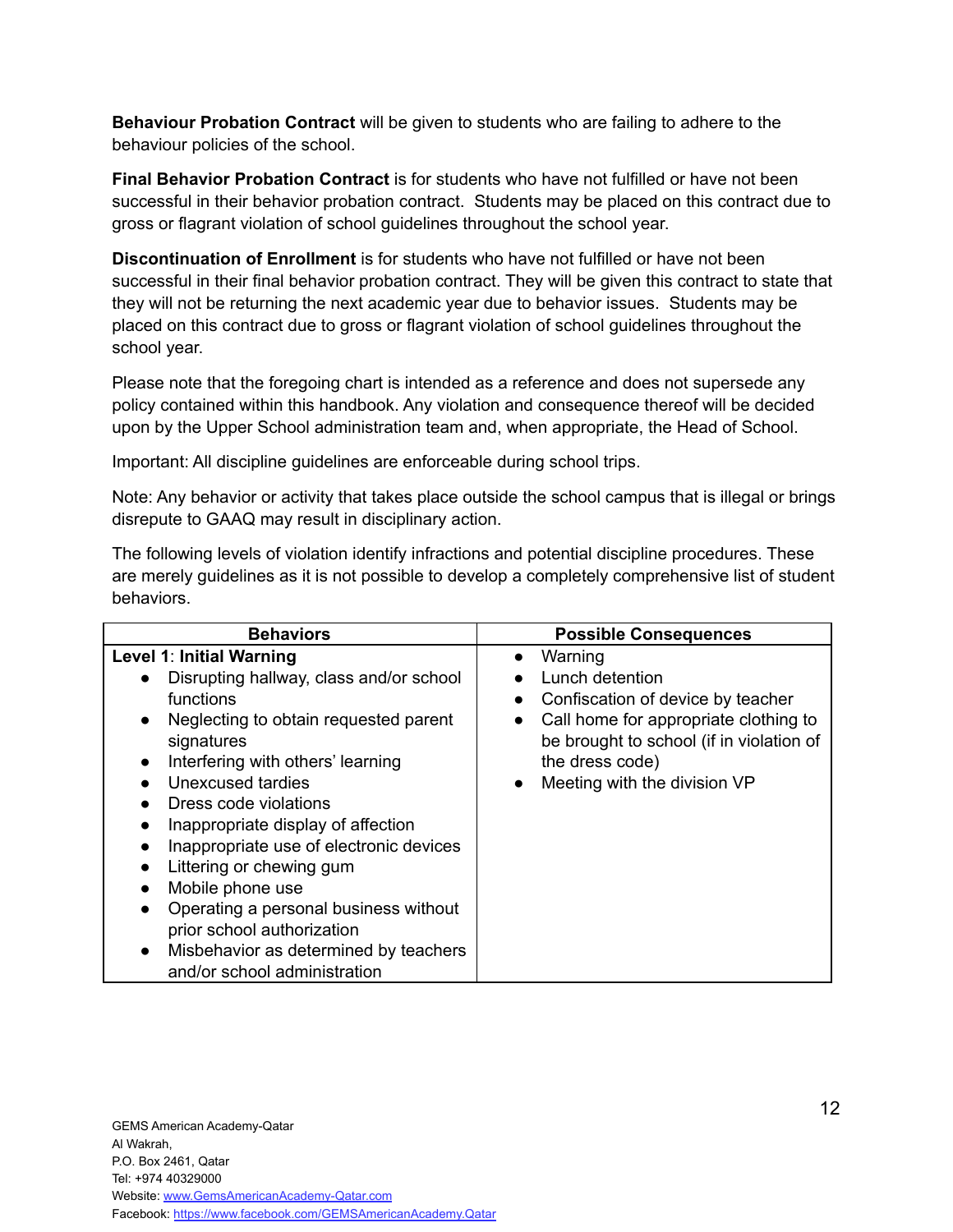**Behaviour Probation Contract** will be given to students who are failing to adhere to the behaviour policies of the school.

**Final Behavior Probation Contract** is for students who have not fulfilled or have not been successful in their behavior probation contract. Students may be placed on this contract due to gross or flagrant violation of school guidelines throughout the school year.

**Discontinuation of Enrollment** is for students who have not fulfilled or have not been successful in their final behavior probation contract. They will be given this contract to state that they will not be returning the next academic year due to behavior issues. Students may be placed on this contract due to gross or flagrant violation of school guidelines throughout the school year.

Please note that the foregoing chart is intended as a reference and does not supersede any policy contained within this handbook. Any violation and consequence thereof will be decided upon by the Upper School administration team and, when appropriate, the Head of School.

Important: All discipline guidelines are enforceable during school trips.

Note: Any behavior or activity that takes place outside the school campus that is illegal or brings disrepute to GAAQ may result in disciplinary action.

The following levels of violation identify infractions and potential discipline procedures. These are merely guidelines as it is not possible to develop a completely comprehensive list of student behaviors.

| Behaviors | Possible Consequences |
|---|---|
| **Level 1: Initial Warning**<br>• Disrupting hallway, class and/or school functions<br>• Neglecting to obtain requested parent signatures<br>• Interfering with others' learning<br>• Unexcused tardies<br>• Dress code violations<br>• Inappropriate display of affection<br>• Inappropriate use of electronic devices<br>• Littering or chewing gum<br>• Mobile phone use<br>• Operating a personal business without prior school authorization<br>• Misbehavior as determined by teachers and/or school administration | • Warning<br>• Lunch detention<br>• Confiscation of device by teacher<br>• Call home for appropriate clothing to be brought to school (if in violation of the dress code)<br>• Meeting with the division VP |

GEMS American Academy-Qatar
Al Wakrah,
P.O. Box 2461, Qatar
Tel: +974 40329000
Website: www.GemsAmericanAcademy-Qatar.com
Facebook: https://www.facebook.com/GEMSAmericanAcademy.Qatar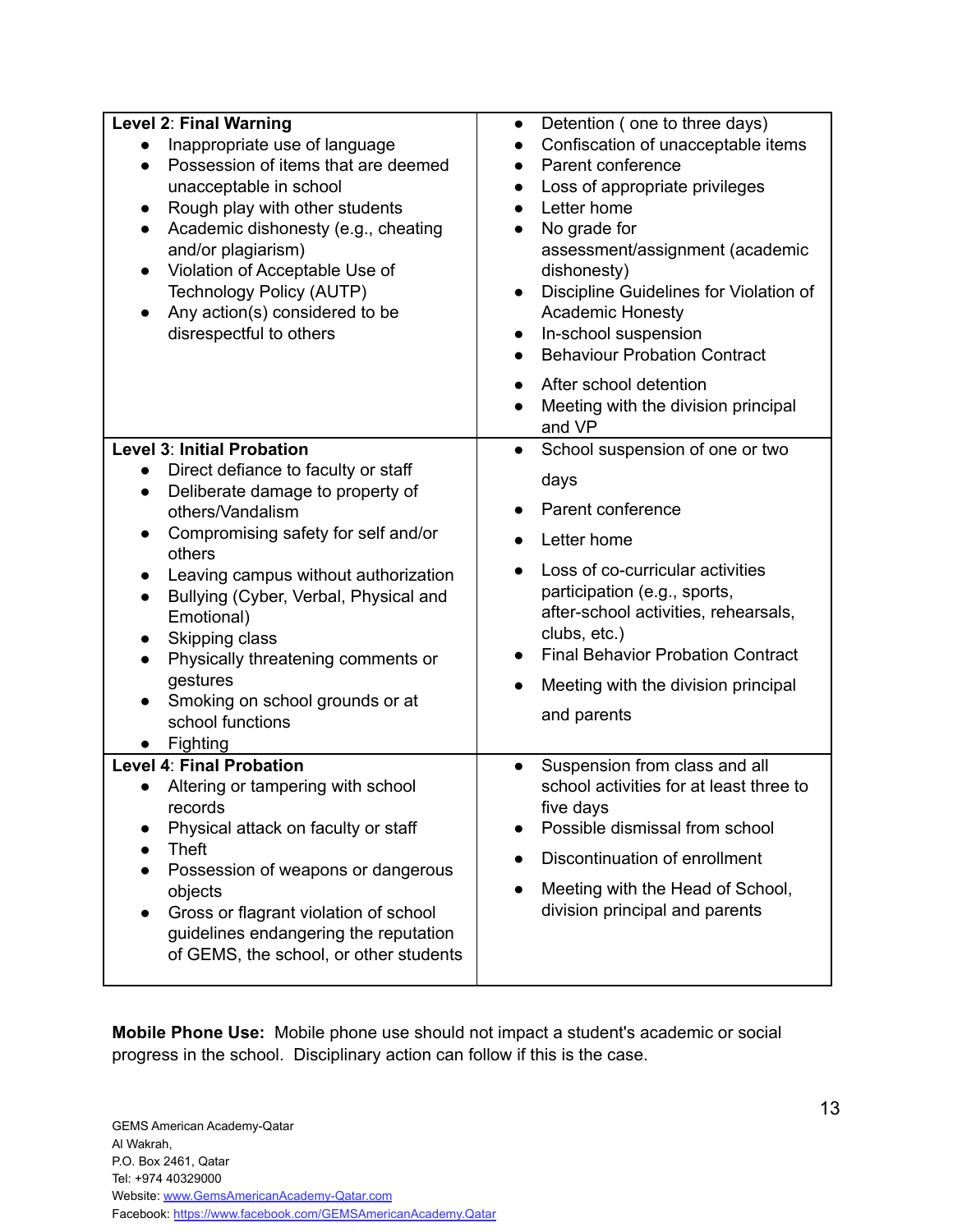| | |
|---|---|
| **Level 2**: **Final Warning**<br>• Inappropriate use of language<br>• Possession of items that are deemed unacceptable in school<br>• Rough play with other students<br>• Academic dishonesty (e.g., cheating and/or plagiarism)<br>• Violation of Acceptable Use of Technology Policy (AUTP)<br>• Any action(s) considered to be disrespectful to others | • Detention ( one to three days)<br>• Confiscation of unacceptable items<br>• Parent conference<br>• Loss of appropriate privileges<br>• Letter home<br>• No grade for assessment/assignment (academic dishonesty)<br>• Discipline Guidelines for Violation of Academic Honesty<br>• In-school suspension<br>• Behaviour Probation Contract<br>• After school detention<br>• Meeting with the division principal and VP |
| **Level 3**: **Initial Probation**<br>• Direct defiance to faculty or staff<br>• Deliberate damage to property of others/Vandalism<br>• Compromising safety for self and/or others<br>• Leaving campus without authorization<br>• Bullying (Cyber, Verbal, Physical and Emotional)<br>• Skipping class<br>• Physically threatening comments or gestures<br>• Smoking on school grounds or at school functions<br>• Fighting | • School suspension of one or two days<br>• Parent conference<br>• Letter home<br>• Loss of co-curricular activities participation (e.g., sports, after-school activities, rehearsals, clubs, etc.)<br>• Final Behavior Probation Contract<br>• Meeting with the division principal and parents |
| **Level 4**: **Final Probation**<br>• Altering or tampering with school records<br>• Physical attack on faculty or staff<br>• Theft<br>• Possession of weapons or dangerous objects<br>• Gross or flagrant violation of school guidelines endangering the reputation of GEMS, the school, or other students | • Suspension from class and all school activities for at least three to five days<br>• Possible dismissal from school<br>• Discontinuation of enrollment<br>• Meeting with the Head of School, division principal and parents |

**Mobile Phone Use:** Mobile phone use should not impact a student's academic or social progress in the school. Disciplinary action can follow if this is the case.

GEMS American Academy-Qatar
Al Wakrah,
P.O. Box 2461, Qatar
Tel: +974 40329000
Website: www.GemsAmericanAcademy-Qatar.com
Facebook: https://www.facebook.com/GEMSAmericanAcademy.Qatar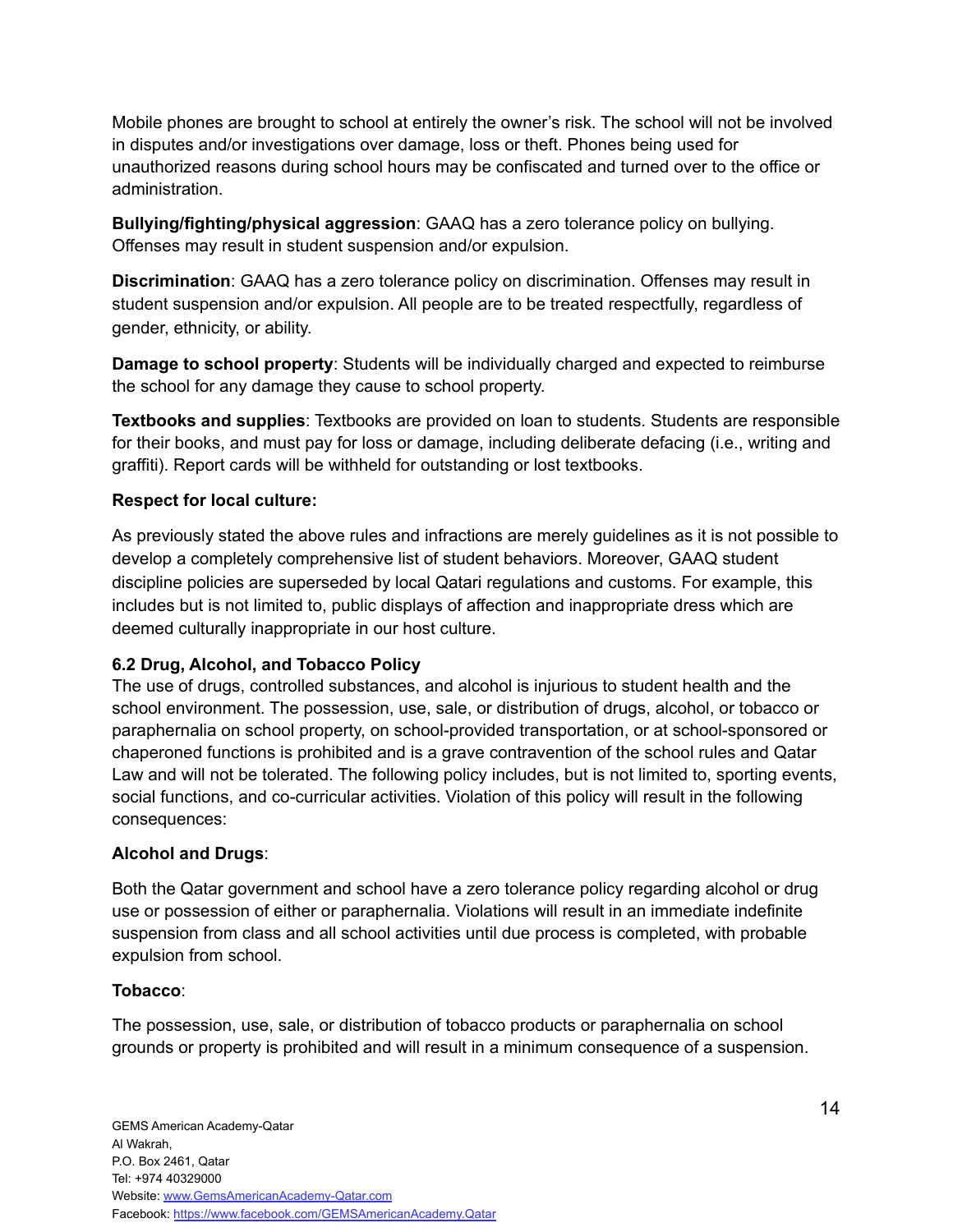Mobile phones are brought to school at entirely the owner's risk. The school will not be involved in disputes and/or investigations over damage, loss or theft. Phones being used for unauthorized reasons during school hours may be confiscated and turned over to the office or administration.

**Bullying/fighting/physical aggression**: GAAQ has a zero tolerance policy on bullying. Offenses may result in student suspension and/or expulsion.

**Discrimination**: GAAQ has a zero tolerance policy on discrimination. Offenses may result in student suspension and/or expulsion. All people are to be treated respectfully, regardless of gender, ethnicity, or ability.

**Damage to school property**: Students will be individually charged and expected to reimburse the school for any damage they cause to school property.

**Textbooks and supplies**: Textbooks are provided on loan to students. Students are responsible for their books, and must pay for loss or damage, including deliberate defacing (i.e., writing and graffiti). Report cards will be withheld for outstanding or lost textbooks.

**Respect for local culture:**

As previously stated the above rules and infractions are merely guidelines as it is not possible to develop a completely comprehensive list of student behaviors. Moreover, GAAQ student discipline policies are superseded by local Qatari regulations and customs. For example, this includes but is not limited to, public displays of affection and inappropriate dress which are deemed culturally inappropriate in our host culture.

### 6.2 Drug, Alcohol, and Tobacco Policy

The use of drugs, controlled substances, and alcohol is injurious to student health and the school environment. The possession, use, sale, or distribution of drugs, alcohol, or tobacco or paraphernalia on school property, on school-provided transportation, or at school-sponsored or chaperoned functions is prohibited and is a grave contravention of the school rules and Qatar Law and will not be tolerated. The following policy includes, but is not limited to, sporting events, social functions, and co-curricular activities. Violation of this policy will result in the following consequences:

**Alcohol and Drugs**:

Both the Qatar government and school have a zero tolerance policy regarding alcohol or drug use or possession of either or paraphernalia. Violations will result in an immediate indefinite suspension from class and all school activities until due process is completed, with probable expulsion from school.

**Tobacco**:

The possession, use, sale, or distribution of tobacco products or paraphernalia on school grounds or property is prohibited and will result in a minimum consequence of a suspension.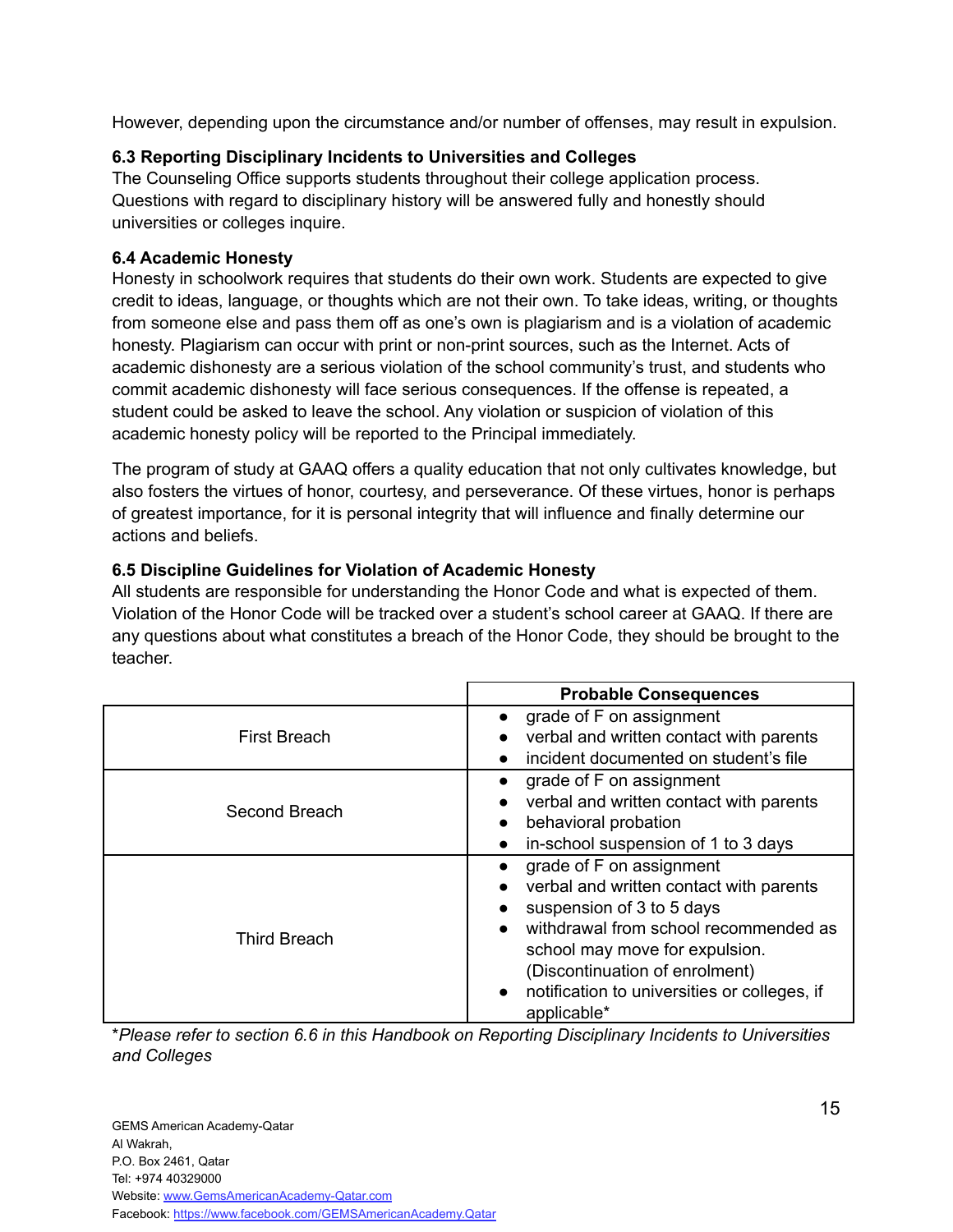However, depending upon the circumstance and/or number of offenses, may result in expulsion.

### 6.3 Reporting Disciplinary Incidents to Universities and Colleges

The Counseling Office supports students throughout their college application process. Questions with regard to disciplinary history will be answered fully and honestly should universities or colleges inquire.

### 6.4 Academic Honesty

Honesty in schoolwork requires that students do their own work. Students are expected to give credit to ideas, language, or thoughts which are not their own. To take ideas, writing, or thoughts from someone else and pass them off as one's own is plagiarism and is a violation of academic honesty. Plagiarism can occur with print or non-print sources, such as the Internet. Acts of academic dishonesty are a serious violation of the school community's trust, and students who commit academic dishonesty will face serious consequences. If the offense is repeated, a student could be asked to leave the school. Any violation or suspicion of violation of this academic honesty policy will be reported to the Principal immediately.

The program of study at GAAQ offers a quality education that not only cultivates knowledge, but also fosters the virtues of honor, courtesy, and perseverance. Of these virtues, honor is perhaps of greatest importance, for it is personal integrity that will influence and finally determine our actions and beliefs.

### 6.5 Discipline Guidelines for Violation of Academic Honesty

All students are responsible for understanding the Honor Code and what is expected of them. Violation of the Honor Code will be tracked over a student's school career at GAAQ. If there are any questions about what constitutes a breach of the Honor Code, they should be brought to the teacher.

| | Probable Consequences |
|---|---|
| First Breach | • grade of F on assignment<br>• verbal and written contact with parents<br>• incident documented on student's file |
| Second Breach | • grade of F on assignment<br>• verbal and written contact with parents<br>• behavioral probation<br>• in-school suspension of 1 to 3 days |
| Third Breach | • grade of F on assignment<br>• verbal and written contact with parents<br>• suspension of 3 to 5 days<br>• withdrawal from school recommended as school may move for expulsion. (Discontinuation of enrolment)<br>• notification to universities or colleges, if applicable* |

**Please refer to section 6.6 in this Handbook on Reporting Disciplinary Incidents to Universities and Colleges*

GEMS American Academy-Qatar
Al Wakrah,
P.O. Box 2461, Qatar
Tel: +974 40329000
Website: www.GemsAmericanAcademy-Qatar.com
Facebook: https://www.facebook.com/GEMSAmericanAcademy.Qatar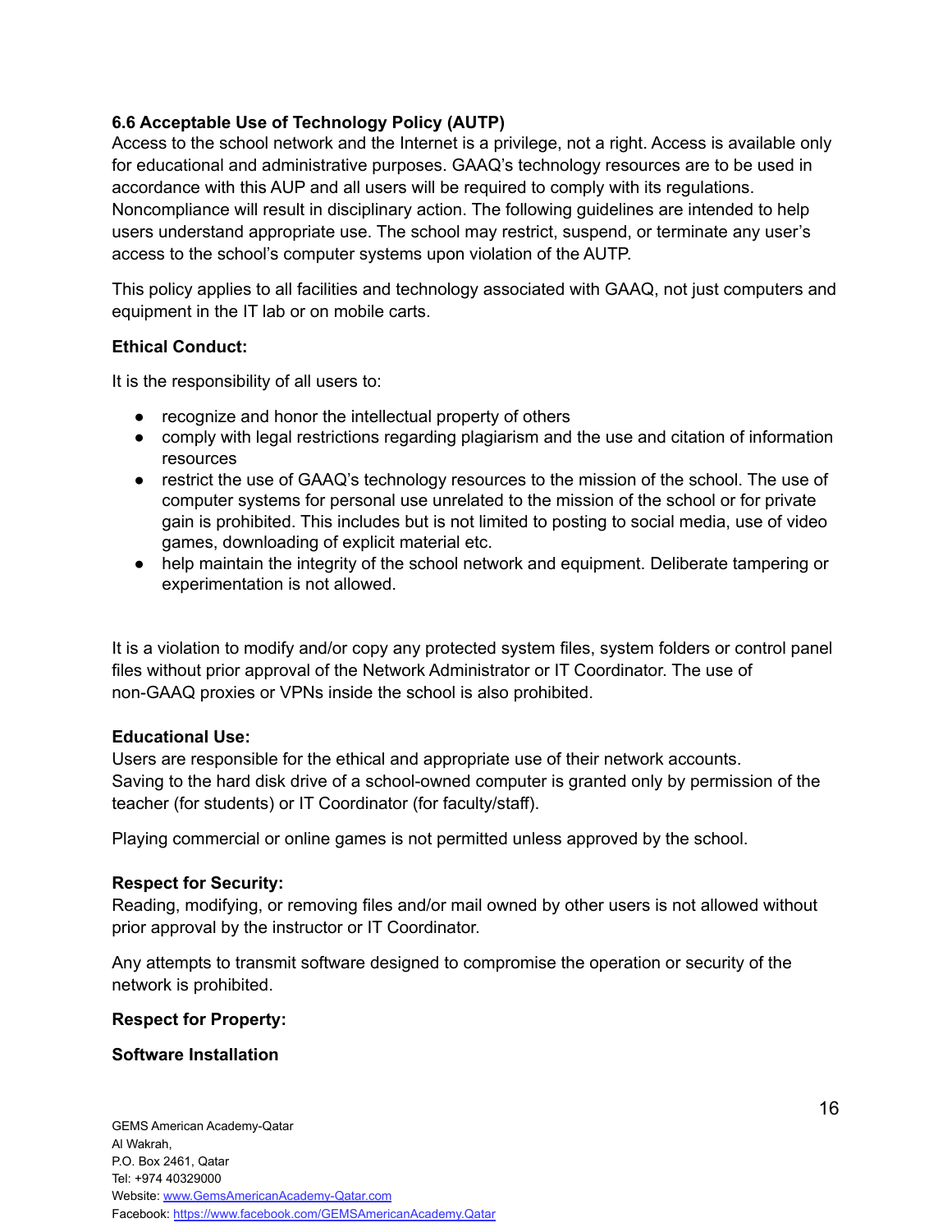### 6.6 Acceptable Use of Technology Policy (AUTP)

Access to the school network and the Internet is a privilege, not a right. Access is available only for educational and administrative purposes. GAAQ's technology resources are to be used in accordance with this AUP and all users will be required to comply with its regulations. Noncompliance will result in disciplinary action. The following guidelines are intended to help users understand appropriate use. The school may restrict, suspend, or terminate any user's access to the school's computer systems upon violation of the AUTP.

This policy applies to all facilities and technology associated with GAAQ, not just computers and equipment in the IT lab or on mobile carts.

**Ethical Conduct:**

It is the responsibility of all users to:

- recognize and honor the intellectual property of others
- comply with legal restrictions regarding plagiarism and the use and citation of information resources
- restrict the use of GAAQ's technology resources to the mission of the school. The use of computer systems for personal use unrelated to the mission of the school or for private gain is prohibited. This includes but is not limited to posting to social media, use of video games, downloading of explicit material etc.
- help maintain the integrity of the school network and equipment. Deliberate tampering or experimentation is not allowed.

It is a violation to modify and/or copy any protected system files, system folders or control panel files without prior approval of the Network Administrator or IT Coordinator. The use of non-GAAQ proxies or VPNs inside the school is also prohibited.

**Educational Use:**

Users are responsible for the ethical and appropriate use of their network accounts. Saving to the hard disk drive of a school-owned computer is granted only by permission of the teacher (for students) or IT Coordinator (for faculty/staff).

Playing commercial or online games is not permitted unless approved by the school.

**Respect for Security:**

Reading, modifying, or removing files and/or mail owned by other users is not allowed without prior approval by the instructor or IT Coordinator.

Any attempts to transmit software designed to compromise the operation or security of the network is prohibited.

**Respect for Property:**

**Software Installation**

GEMS American Academy-Qatar
Al Wakrah,
P.O. Box 2461, Qatar
Tel: +974 40329000
Website: www.GemsAmericanAcademy-Qatar.com
Facebook: https://www.facebook.com/GEMSAmericanAcademy.Qatar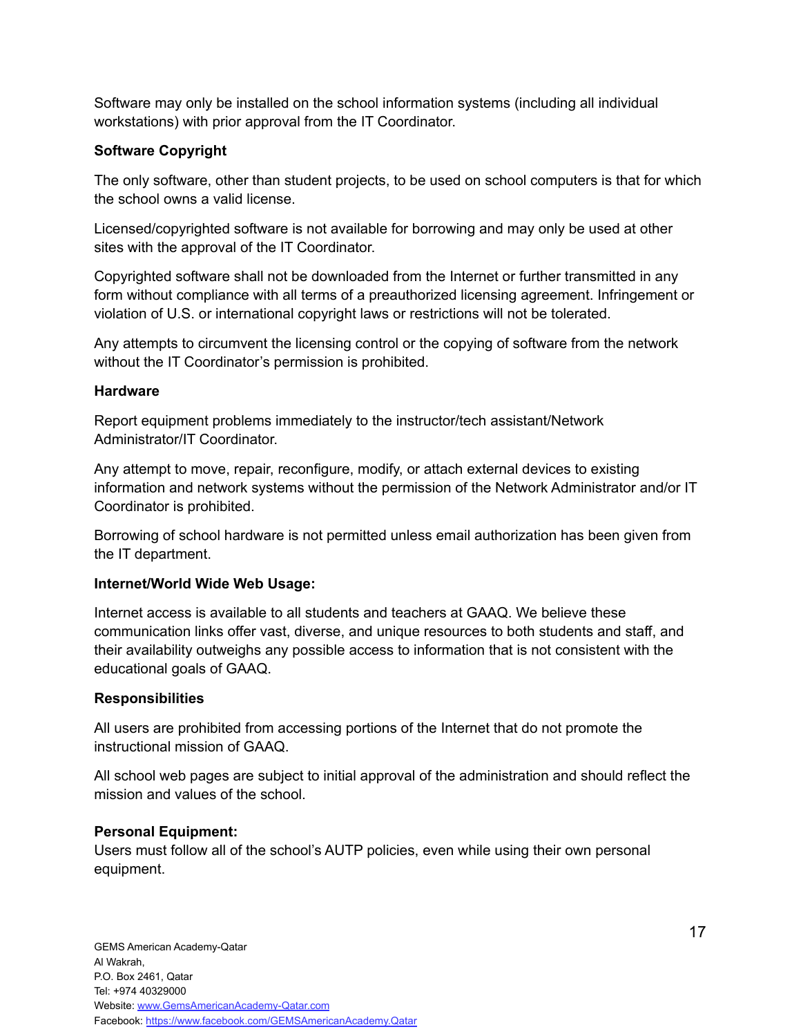Software may only be installed on the school information systems (including all individual workstations) with prior approval from the IT Coordinator.

**Software Copyright**

The only software, other than student projects, to be used on school computers is that for which the school owns a valid license.

Licensed/copyrighted software is not available for borrowing and may only be used at other sites with the approval of the IT Coordinator.

Copyrighted software shall not be downloaded from the Internet or further transmitted in any form without compliance with all terms of a preauthorized licensing agreement. Infringement or violation of U.S. or international copyright laws or restrictions will not be tolerated.

Any attempts to circumvent the licensing control or the copying of software from the network without the IT Coordinator's permission is prohibited.

**Hardware**

Report equipment problems immediately to the instructor/tech assistant/Network Administrator/IT Coordinator.

Any attempt to move, repair, reconfigure, modify, or attach external devices to existing information and network systems without the permission of the Network Administrator and/or IT Coordinator is prohibited.

Borrowing of school hardware is not permitted unless email authorization has been given from the IT department.

**Internet/World Wide Web Usage:**

Internet access is available to all students and teachers at GAAQ. We believe these communication links offer vast, diverse, and unique resources to both students and staff, and their availability outweighs any possible access to information that is not consistent with the educational goals of GAAQ.

**Responsibilities**

All users are prohibited from accessing portions of the Internet that do not promote the instructional mission of GAAQ.

All school web pages are subject to initial approval of the administration and should reflect the mission and values of the school.

**Personal Equipment:**
Users must follow all of the school's AUTP policies, even while using their own personal equipment.

GEMS American Academy-Qatar
Al Wakrah,
P.O. Box 2461, Qatar
Tel: +974 40329000
Website: www.GemsAmericanAcademy-Qatar.com
Facebook: https://www.facebook.com/GEMSAmericanAcademy.Qatar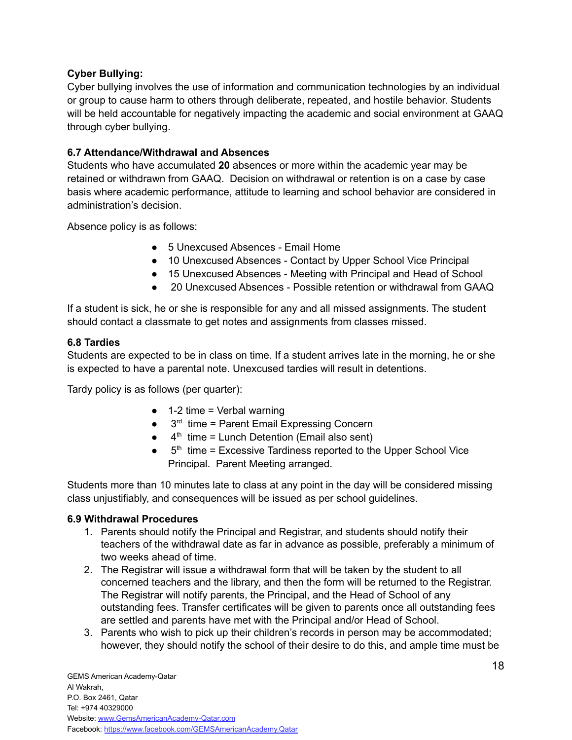**Cyber Bullying:**
Cyber bullying involves the use of information and communication technologies by an individual or group to cause harm to others through deliberate, repeated, and hostile behavior. Students will be held accountable for negatively impacting the academic and social environment at GAAQ through cyber bullying.

### 6.7 Attendance/Withdrawal and Absences

Students who have accumulated **20** absences or more within the academic year may be retained or withdrawn from GAAQ. Decision on withdrawal or retention is on a case by case basis where academic performance, attitude to learning and school behavior are considered in administration's decision.

Absence policy is as follows:

- 5 Unexcused Absences - Email Home
- 10 Unexcused Absences - Contact by Upper School Vice Principal
- 15 Unexcused Absences - Meeting with Principal and Head of School
- 20 Unexcused Absences - Possible retention or withdrawal from GAAQ

If a student is sick, he or she is responsible for any and all missed assignments. The student should contact a classmate to get notes and assignments from classes missed.

### 6.8 Tardies

Students are expected to be in class on time. If a student arrives late in the morning, he or she is expected to have a parental note. Unexcused tardies will result in detentions.

Tardy policy is as follows (per quarter):

- 1-2 time = Verbal warning
- 3rd time = Parent Email Expressing Concern
- 4th time = Lunch Detention (Email also sent)
- 5th time = Excessive Tardiness reported to the Upper School Vice Principal. Parent Meeting arranged.

Students more than 10 minutes late to class at any point in the day will be considered missing class unjustifiably, and consequences will be issued as per school guidelines.

### 6.9 Withdrawal Procedures

1. Parents should notify the Principal and Registrar, and students should notify their teachers of the withdrawal date as far in advance as possible, preferably a minimum of two weeks ahead of time.
2. The Registrar will issue a withdrawal form that will be taken by the student to all concerned teachers and the library, and then the form will be returned to the Registrar. The Registrar will notify parents, the Principal, and the Head of School of any outstanding fees. Transfer certificates will be given to parents once all outstanding fees are settled and parents have met with the Principal and/or Head of School.
3. Parents who wish to pick up their children's records in person may be accommodated; however, they should notify the school of their desire to do this, and ample time must be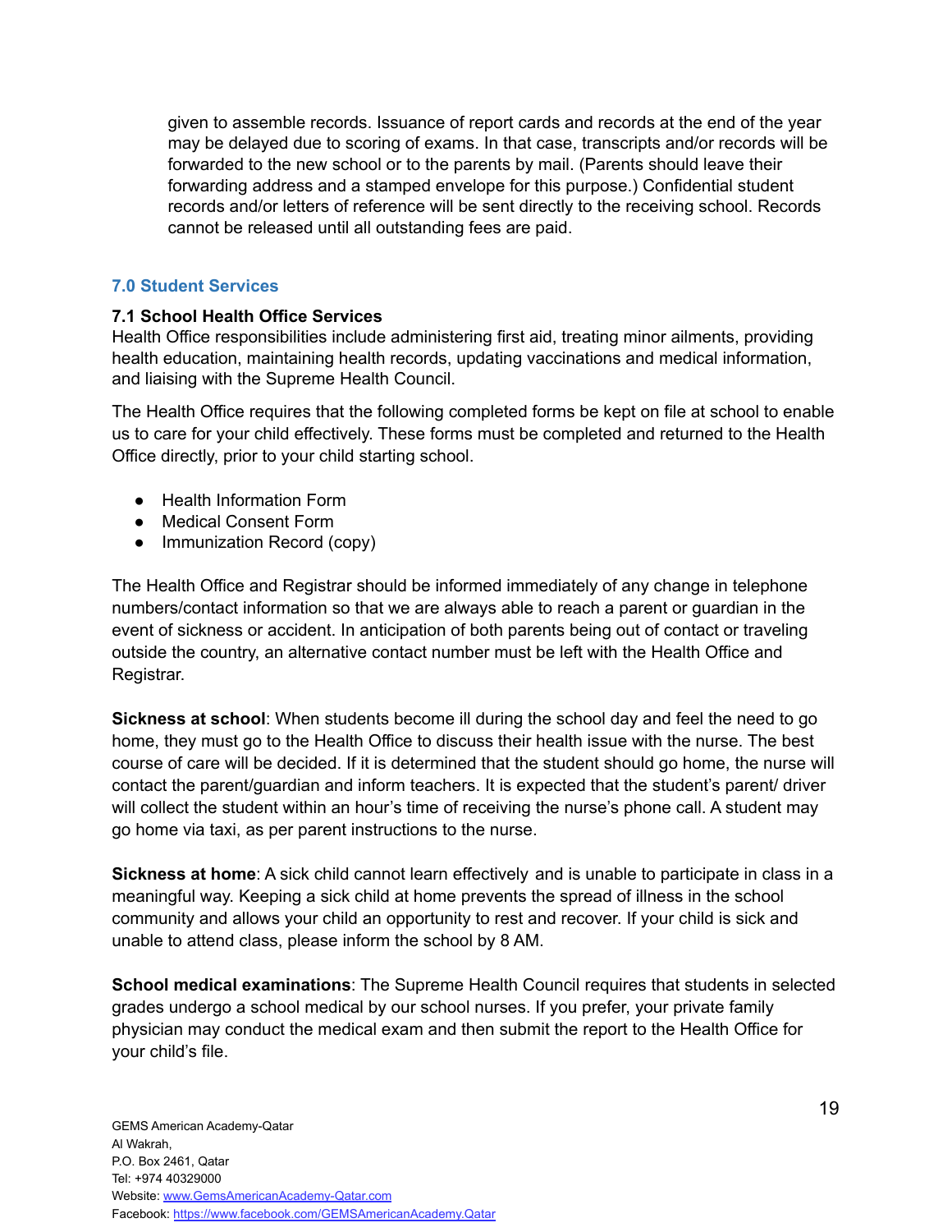given to assemble records. Issuance of report cards and records at the end of the year may be delayed due to scoring of exams. In that case, transcripts and/or records will be forwarded to the new school or to the parents by mail. (Parents should leave their forwarding address and a stamped envelope for this purpose.) Confidential student records and/or letters of reference will be sent directly to the receiving school. Records cannot be released until all outstanding fees are paid.

## 7.0 Student Services

### 7.1 School Health Office Services

Health Office responsibilities include administering first aid, treating minor ailments, providing health education, maintaining health records, updating vaccinations and medical information, and liaising with the Supreme Health Council.

The Health Office requires that the following completed forms be kept on file at school to enable us to care for your child effectively. These forms must be completed and returned to the Health Office directly, prior to your child starting school.

- Health Information Form
- Medical Consent Form
- Immunization Record (copy)

The Health Office and Registrar should be informed immediately of any change in telephone numbers/contact information so that we are always able to reach a parent or guardian in the event of sickness or accident. In anticipation of both parents being out of contact or traveling outside the country, an alternative contact number must be left with the Health Office and Registrar.

**Sickness at school**: When students become ill during the school day and feel the need to go home, they must go to the Health Office to discuss their health issue with the nurse. The best course of care will be decided. If it is determined that the student should go home, the nurse will contact the parent/guardian and inform teachers. It is expected that the student's parent/ driver will collect the student within an hour's time of receiving the nurse's phone call. A student may go home via taxi, as per parent instructions to the nurse.

**Sickness at home**: A sick child cannot learn effectively and is unable to participate in class in a meaningful way. Keeping a sick child at home prevents the spread of illness in the school community and allows your child an opportunity to rest and recover. If your child is sick and unable to attend class, please inform the school by 8 AM.

**School medical examinations**: The Supreme Health Council requires that students in selected grades undergo a school medical by our school nurses. If you prefer, your private family physician may conduct the medical exam and then submit the report to the Health Office for your child's file.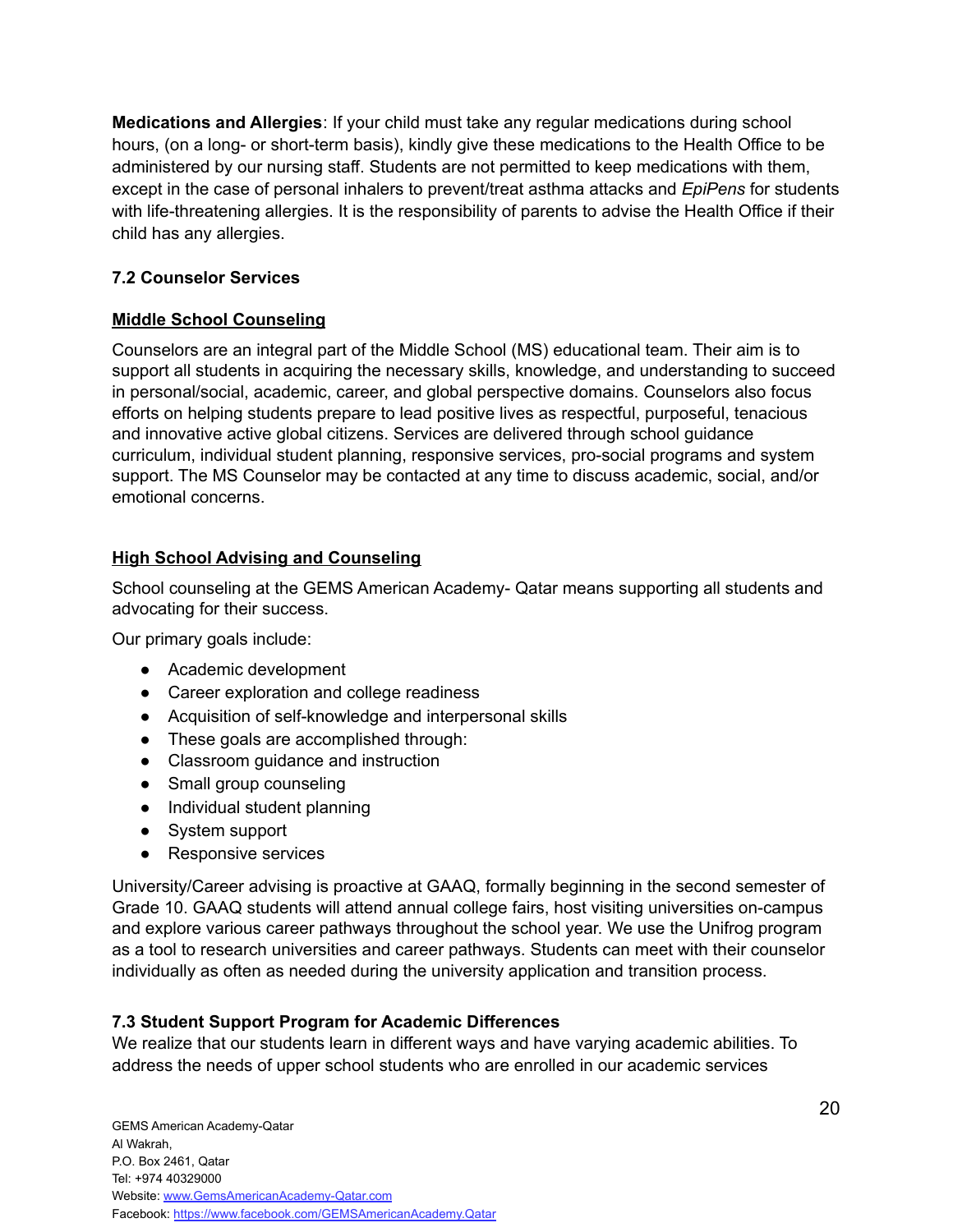**Medications and Allergies**: If your child must take any regular medications during school hours, (on a long- or short-term basis), kindly give these medications to the Health Office to be administered by our nursing staff. Students are not permitted to keep medications with them, except in the case of personal inhalers to prevent/treat asthma attacks and *EpiPens* for students with life-threatening allergies. It is the responsibility of parents to advise the Health Office if their child has any allergies.

### 7.2 Counselor Services

#### Middle School Counseling

Counselors are an integral part of the Middle School (MS) educational team. Their aim is to support all students in acquiring the necessary skills, knowledge, and understanding to succeed in personal/social, academic, career, and global perspective domains. Counselors also focus efforts on helping students prepare to lead positive lives as respectful, purposeful, tenacious and innovative active global citizens. Services are delivered through school guidance curriculum, individual student planning, responsive services, pro-social programs and system support. The MS Counselor may be contacted at any time to discuss academic, social, and/or emotional concerns.

#### High School Advising and Counseling

School counseling at the GEMS American Academy- Qatar means supporting all students and advocating for their success.

Our primary goals include:

- Academic development
- Career exploration and college readiness
- Acquisition of self-knowledge and interpersonal skills
- These goals are accomplished through:
- Classroom guidance and instruction
- Small group counseling
- Individual student planning
- System support
- Responsive services

University/Career advising is proactive at GAAQ, formally beginning in the second semester of Grade 10. GAAQ students will attend annual college fairs, host visiting universities on-campus and explore various career pathways throughout the school year. We use the Unifrog program as a tool to research universities and career pathways. Students can meet with their counselor individually as often as needed during the university application and transition process.

### 7.3 Student Support Program for Academic Differences

We realize that our students learn in different ways and have varying academic abilities. To address the needs of upper school students who are enrolled in our academic services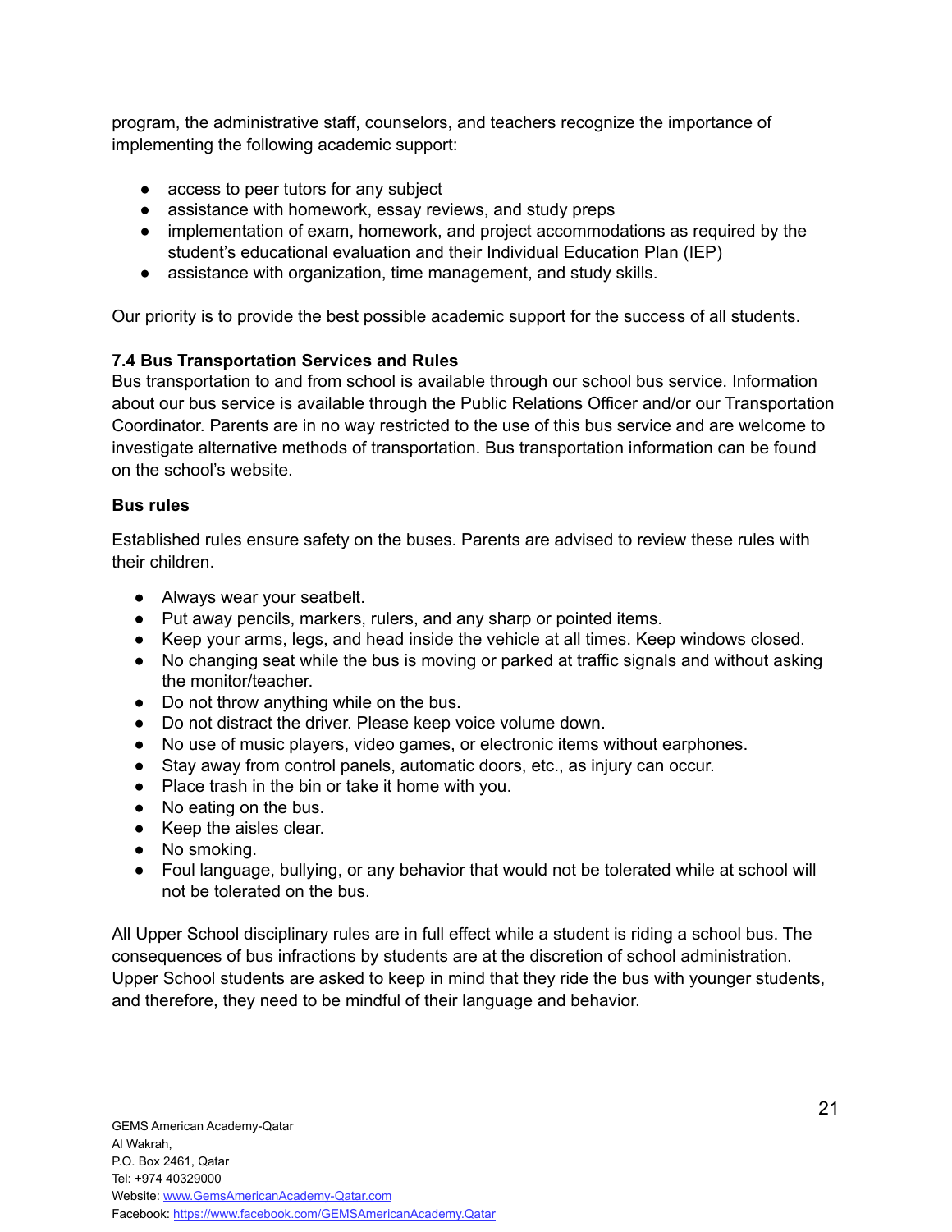program, the administrative staff, counselors, and teachers recognize the importance of implementing the following academic support:

- access to peer tutors for any subject
- assistance with homework, essay reviews, and study preps
- implementation of exam, homework, and project accommodations as required by the student's educational evaluation and their Individual Education Plan (IEP)
- assistance with organization, time management, and study skills.

Our priority is to provide the best possible academic support for the success of all students.

### 7.4 Bus Transportation Services and Rules

Bus transportation to and from school is available through our school bus service. Information about our bus service is available through the Public Relations Officer and/or our Transportation Coordinator. Parents are in no way restricted to the use of this bus service and are welcome to investigate alternative methods of transportation. Bus transportation information can be found on the school's website.

#### Bus rules

Established rules ensure safety on the buses. Parents are advised to review these rules with their children.

- Always wear your seatbelt.
- Put away pencils, markers, rulers, and any sharp or pointed items.
- Keep your arms, legs, and head inside the vehicle at all times. Keep windows closed.
- No changing seat while the bus is moving or parked at traffic signals and without asking the monitor/teacher.
- Do not throw anything while on the bus.
- Do not distract the driver. Please keep voice volume down.
- No use of music players, video games, or electronic items without earphones.
- Stay away from control panels, automatic doors, etc., as injury can occur.
- Place trash in the bin or take it home with you.
- No eating on the bus.
- Keep the aisles clear.
- No smoking.
- Foul language, bullying, or any behavior that would not be tolerated while at school will not be tolerated on the bus.

All Upper School disciplinary rules are in full effect while a student is riding a school bus. The consequences of bus infractions by students are at the discretion of school administration. Upper School students are asked to keep in mind that they ride the bus with younger students, and therefore, they need to be mindful of their language and behavior.